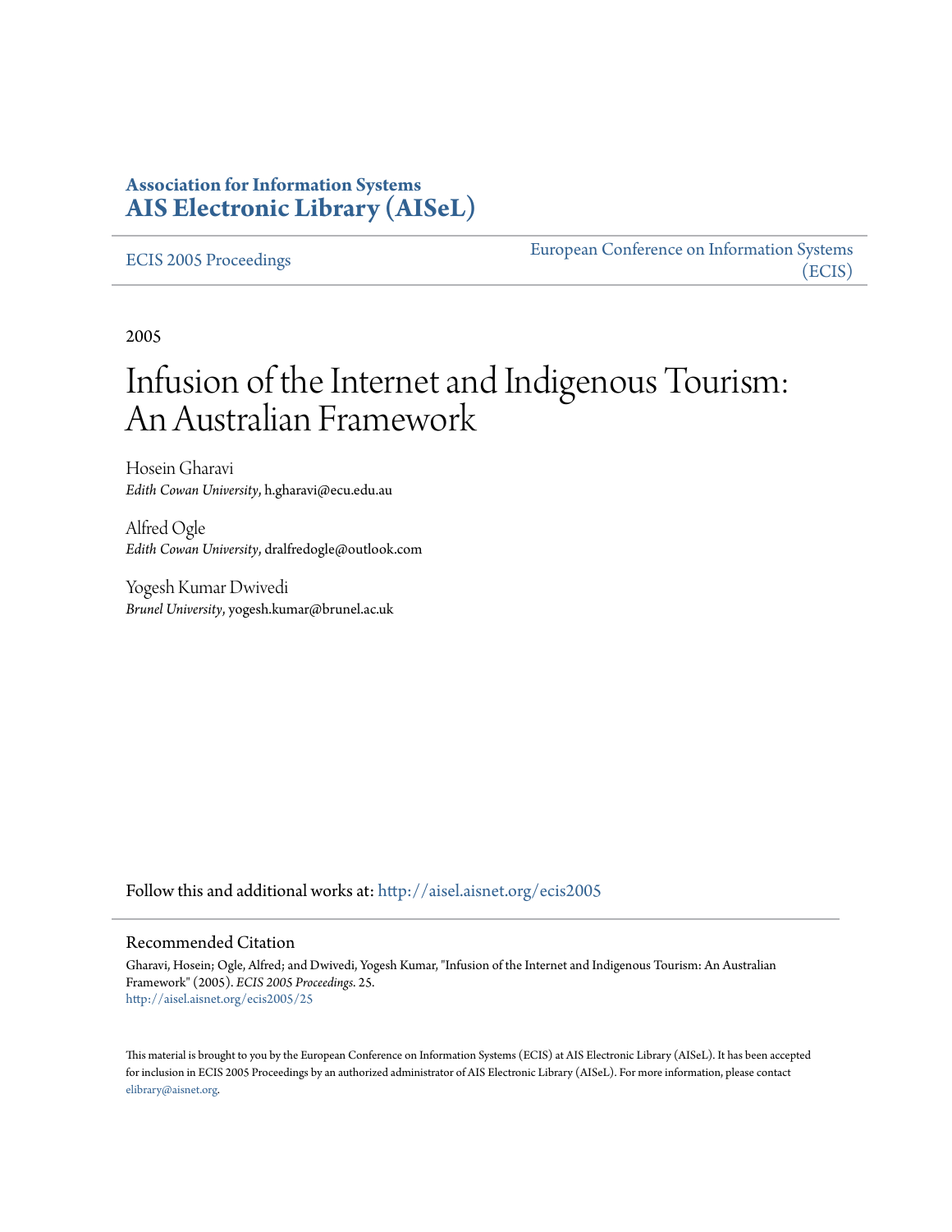**Association for Information Systems**
**AIS Electronic Library (AISeL)**

ECIS 2005 Proceedings

European Conference on Information Systems (ECIS)

2005

# Infusion of the Internet and Indigenous Tourism: An Australian Framework

Hosein Gharavi
*Edith Cowan University*, h.gharavi@ecu.edu.au

Alfred Ogle
*Edith Cowan University*, dralfredogle@outlook.com

Yogesh Kumar Dwivedi
*Brunel University*, yogesh.kumar@brunel.ac.uk

Follow this and additional works at: http://aisel.aisnet.org/ecis2005

## Recommended Citation

Gharavi, Hosein; Ogle, Alfred; and Dwivedi, Yogesh Kumar, "Infusion of the Internet and Indigenous Tourism: An Australian Framework" (2005). *ECIS 2005 Proceedings*. 25.
http://aisel.aisnet.org/ecis2005/25

This material is brought to you by the European Conference on Information Systems (ECIS) at AIS Electronic Library (AISeL). It has been accepted for inclusion in ECIS 2005 Proceedings by an authorized administrator of AIS Electronic Library (AISeL). For more information, please contact elibrary@aisnet.org.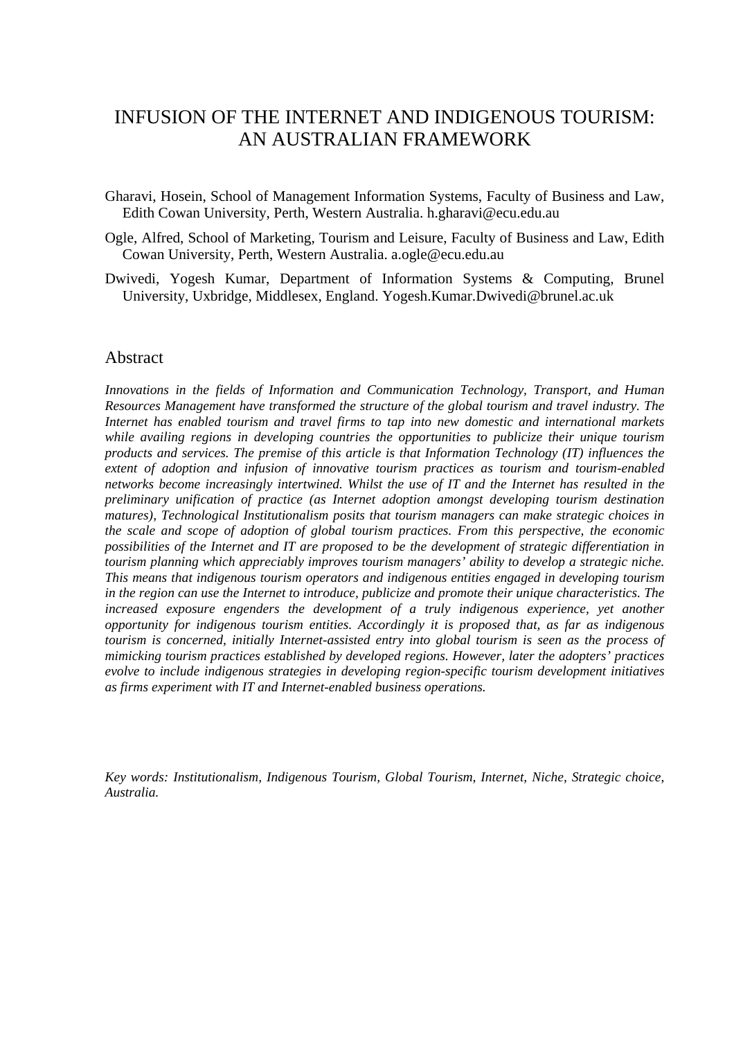# INFUSION OF THE INTERNET AND INDIGENOUS TOURISM: AN AUSTRALIAN FRAMEWORK

Gharavi, Hosein, School of Management Information Systems, Faculty of Business and Law, Edith Cowan University, Perth, Western Australia. h.gharavi@ecu.edu.au

Ogle, Alfred, School of Marketing, Tourism and Leisure, Faculty of Business and Law, Edith Cowan University, Perth, Western Australia. a.ogle@ecu.edu.au

Dwivedi, Yogesh Kumar, Department of Information Systems & Computing, Brunel University, Uxbridge, Middlesex, England. Yogesh.Kumar.Dwivedi@brunel.ac.uk

## Abstract

*Innovations in the fields of Information and Communication Technology, Transport, and Human Resources Management have transformed the structure of the global tourism and travel industry. The Internet has enabled tourism and travel firms to tap into new domestic and international markets while availing regions in developing countries the opportunities to publicize their unique tourism products and services. The premise of this article is that Information Technology (IT) influences the extent of adoption and infusion of innovative tourism practices as tourism and tourism-enabled networks become increasingly intertwined. Whilst the use of IT and the Internet has resulted in the preliminary unification of practice (as Internet adoption amongst developing tourism destination matures), Technological Institutionalism posits that tourism managers can make strategic choices in the scale and scope of adoption of global tourism practices. From this perspective, the economic possibilities of the Internet and IT are proposed to be the development of strategic differentiation in tourism planning which appreciably improves tourism managers' ability to develop a strategic niche. This means that indigenous tourism operators and indigenous entities engaged in developing tourism in the region can use the Internet to introduce, publicize and promote their unique characteristics. The increased exposure engenders the development of a truly indigenous experience, yet another opportunity for indigenous tourism entities. Accordingly it is proposed that, as far as indigenous tourism is concerned, initially Internet-assisted entry into global tourism is seen as the process of mimicking tourism practices established by developed regions. However, later the adopters' practices evolve to include indigenous strategies in developing region-specific tourism development initiatives as firms experiment with IT and Internet-enabled business operations.*

*Key words: Institutionalism, Indigenous Tourism, Global Tourism, Internet, Niche, Strategic choice, Australia.*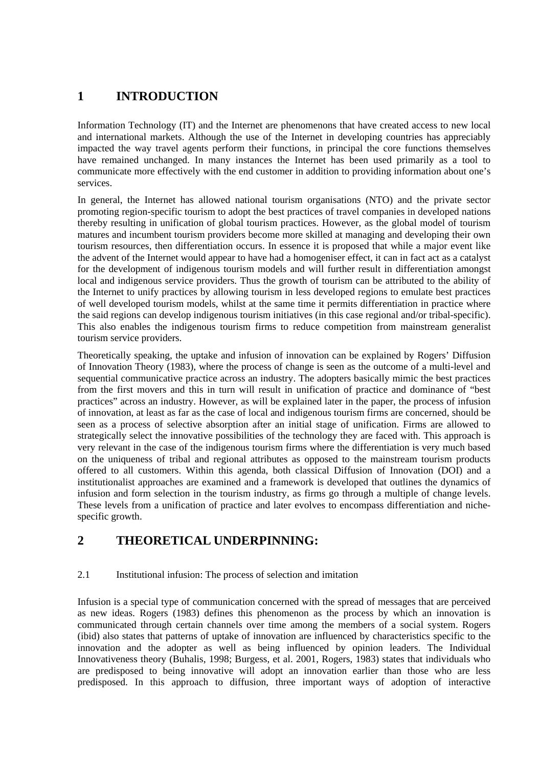# 1 INTRODUCTION

Information Technology (IT) and the Internet are phenomenons that have created access to new local and international markets. Although the use of the Internet in developing countries has appreciably impacted the way travel agents perform their functions, in principal the core functions themselves have remained unchanged. In many instances the Internet has been used primarily as a tool to communicate more effectively with the end customer in addition to providing information about one's services.

In general, the Internet has allowed national tourism organisations (NTO) and the private sector promoting region-specific tourism to adopt the best practices of travel companies in developed nations thereby resulting in unification of global tourism practices. However, as the global model of tourism matures and incumbent tourism providers become more skilled at managing and developing their own tourism resources, then differentiation occurs. In essence it is proposed that while a major event like the advent of the Internet would appear to have had a homogeniser effect, it can in fact act as a catalyst for the development of indigenous tourism models and will further result in differentiation amongst local and indigenous service providers. Thus the growth of tourism can be attributed to the ability of the Internet to unify practices by allowing tourism in less developed regions to emulate best practices of well developed tourism models, whilst at the same time it permits differentiation in practice where the said regions can develop indigenous tourism initiatives (in this case regional and/or tribal-specific). This also enables the indigenous tourism firms to reduce competition from mainstream generalist tourism service providers.

Theoretically speaking, the uptake and infusion of innovation can be explained by Rogers' Diffusion of Innovation Theory (1983), where the process of change is seen as the outcome of a multi-level and sequential communicative practice across an industry. The adopters basically mimic the best practices from the first movers and this in turn will result in unification of practice and dominance of "best practices" across an industry. However, as will be explained later in the paper, the process of infusion of innovation, at least as far as the case of local and indigenous tourism firms are concerned, should be seen as a process of selective absorption after an initial stage of unification. Firms are allowed to strategically select the innovative possibilities of the technology they are faced with. This approach is very relevant in the case of the indigenous tourism firms where the differentiation is very much based on the uniqueness of tribal and regional attributes as opposed to the mainstream tourism products offered to all customers. Within this agenda, both classical Diffusion of Innovation (DOI) and a institutionalist approaches are examined and a framework is developed that outlines the dynamics of infusion and form selection in the tourism industry, as firms go through a multiple of change levels. These levels from a unification of practice and later evolves to encompass differentiation and niche-specific growth.

# 2 THEORETICAL UNDERPINNING:

## 2.1 Institutional infusion: The process of selection and imitation

Infusion is a special type of communication concerned with the spread of messages that are perceived as new ideas. Rogers (1983) defines this phenomenon as the process by which an innovation is communicated through certain channels over time among the members of a social system. Rogers (ibid) also states that patterns of uptake of innovation are influenced by characteristics specific to the innovation and the adopter as well as being influenced by opinion leaders. The Individual Innovativeness theory (Buhalis, 1998; Burgess, et al. 2001, Rogers, 1983) states that individuals who are predisposed to being innovative will adopt an innovation earlier than those who are less predisposed. In this approach to diffusion, three important ways of adoption of interactive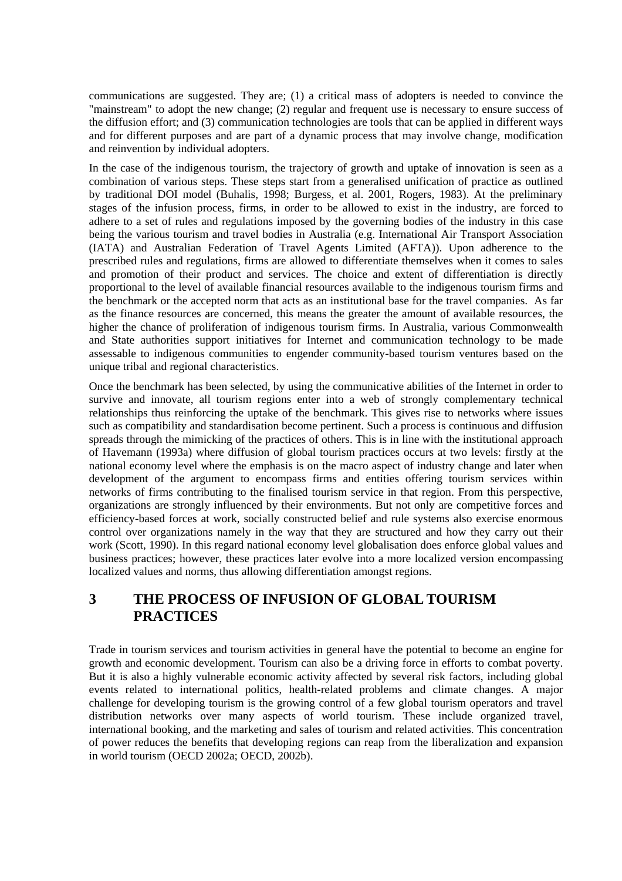communications are suggested. They are; (1) a critical mass of adopters is needed to convince the "mainstream" to adopt the new change; (2) regular and frequent use is necessary to ensure success of the diffusion effort; and (3) communication technologies are tools that can be applied in different ways and for different purposes and are part of a dynamic process that may involve change, modification and reinvention by individual adopters.

In the case of the indigenous tourism, the trajectory of growth and uptake of innovation is seen as a combination of various steps. These steps start from a generalised unification of practice as outlined by traditional DOI model (Buhalis, 1998; Burgess, et al. 2001, Rogers, 1983). At the preliminary stages of the infusion process, firms, in order to be allowed to exist in the industry, are forced to adhere to a set of rules and regulations imposed by the governing bodies of the industry in this case being the various tourism and travel bodies in Australia (e.g. International Air Transport Association (IATA) and Australian Federation of Travel Agents Limited (AFTA)). Upon adherence to the prescribed rules and regulations, firms are allowed to differentiate themselves when it comes to sales and promotion of their product and services. The choice and extent of differentiation is directly proportional to the level of available financial resources available to the indigenous tourism firms and the benchmark or the accepted norm that acts as an institutional base for the travel companies. As far as the finance resources are concerned, this means the greater the amount of available resources, the higher the chance of proliferation of indigenous tourism firms. In Australia, various Commonwealth and State authorities support initiatives for Internet and communication technology to be made assessable to indigenous communities to engender community-based tourism ventures based on the unique tribal and regional characteristics.

Once the benchmark has been selected, by using the communicative abilities of the Internet in order to survive and innovate, all tourism regions enter into a web of strongly complementary technical relationships thus reinforcing the uptake of the benchmark. This gives rise to networks where issues such as compatibility and standardisation become pertinent. Such a process is continuous and diffusion spreads through the mimicking of the practices of others. This is in line with the institutional approach of Havemann (1993a) where diffusion of global tourism practices occurs at two levels: firstly at the national economy level where the emphasis is on the macro aspect of industry change and later when development of the argument to encompass firms and entities offering tourism services within networks of firms contributing to the finalised tourism service in that region. From this perspective, organizations are strongly influenced by their environments. But not only are competitive forces and efficiency-based forces at work, socially constructed belief and rule systems also exercise enormous control over organizations namely in the way that they are structured and how they carry out their work (Scott, 1990). In this regard national economy level globalisation does enforce global values and business practices; however, these practices later evolve into a more localized version encompassing localized values and norms, thus allowing differentiation amongst regions.

# 3 THE PROCESS OF INFUSION OF GLOBAL TOURISM PRACTICES

Trade in tourism services and tourism activities in general have the potential to become an engine for growth and economic development. Tourism can also be a driving force in efforts to combat poverty. But it is also a highly vulnerable economic activity affected by several risk factors, including global events related to international politics, health-related problems and climate changes. A major challenge for developing tourism is the growing control of a few global tourism operators and travel distribution networks over many aspects of world tourism. These include organized travel, international booking, and the marketing and sales of tourism and related activities. This concentration of power reduces the benefits that developing regions can reap from the liberalization and expansion in world tourism (OECD 2002a; OECD, 2002b).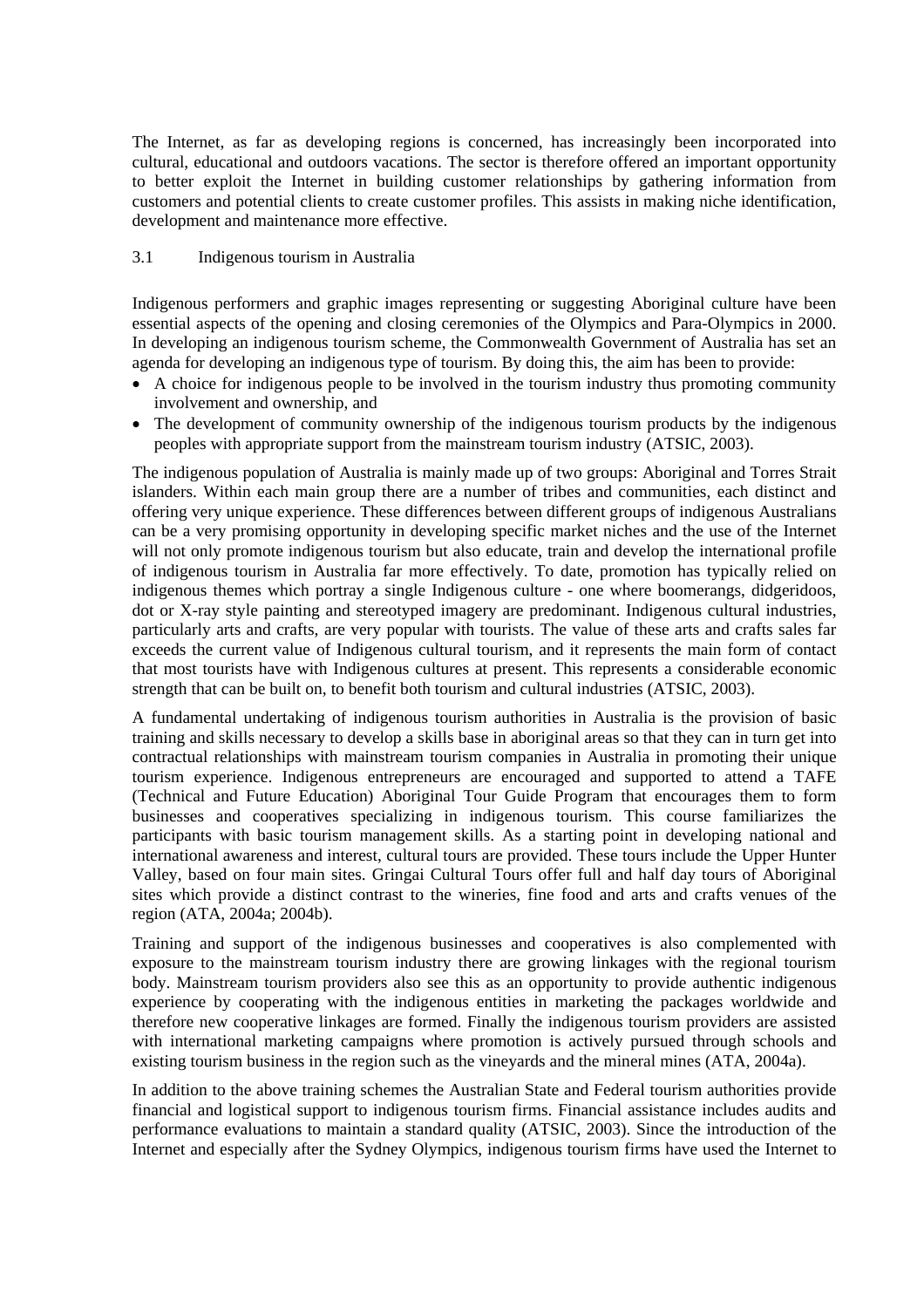The Internet, as far as developing regions is concerned, has increasingly been incorporated into cultural, educational and outdoors vacations. The sector is therefore offered an important opportunity to better exploit the Internet in building customer relationships by gathering information from customers and potential clients to create customer profiles. This assists in making niche identification, development and maintenance more effective.

## 3.1 Indigenous tourism in Australia

Indigenous performers and graphic images representing or suggesting Aboriginal culture have been essential aspects of the opening and closing ceremonies of the Olympics and Para-Olympics in 2000. In developing an indigenous tourism scheme, the Commonwealth Government of Australia has set an agenda for developing an indigenous type of tourism. By doing this, the aim has been to provide:

- A choice for indigenous people to be involved in the tourism industry thus promoting community involvement and ownership, and
- The development of community ownership of the indigenous tourism products by the indigenous peoples with appropriate support from the mainstream tourism industry (ATSIC, 2003).

The indigenous population of Australia is mainly made up of two groups: Aboriginal and Torres Strait islanders. Within each main group there are a number of tribes and communities, each distinct and offering very unique experience. These differences between different groups of indigenous Australians can be a very promising opportunity in developing specific market niches and the use of the Internet will not only promote indigenous tourism but also educate, train and develop the international profile of indigenous tourism in Australia far more effectively. To date, promotion has typically relied on indigenous themes which portray a single Indigenous culture - one where boomerangs, didgeridoos, dot or X-ray style painting and stereotyped imagery are predominant. Indigenous cultural industries, particularly arts and crafts, are very popular with tourists. The value of these arts and crafts sales far exceeds the current value of Indigenous cultural tourism, and it represents the main form of contact that most tourists have with Indigenous cultures at present. This represents a considerable economic strength that can be built on, to benefit both tourism and cultural industries (ATSIC, 2003).

A fundamental undertaking of indigenous tourism authorities in Australia is the provision of basic training and skills necessary to develop a skills base in aboriginal areas so that they can in turn get into contractual relationships with mainstream tourism companies in Australia in promoting their unique tourism experience. Indigenous entrepreneurs are encouraged and supported to attend a TAFE (Technical and Future Education) Aboriginal Tour Guide Program that encourages them to form businesses and cooperatives specializing in indigenous tourism. This course familiarizes the participants with basic tourism management skills. As a starting point in developing national and international awareness and interest, cultural tours are provided. These tours include the Upper Hunter Valley, based on four main sites. Gringai Cultural Tours offer full and half day tours of Aboriginal sites which provide a distinct contrast to the wineries, fine food and arts and crafts venues of the region (ATA, 2004a; 2004b).

Training and support of the indigenous businesses and cooperatives is also complemented with exposure to the mainstream tourism industry there are growing linkages with the regional tourism body. Mainstream tourism providers also see this as an opportunity to provide authentic indigenous experience by cooperating with the indigenous entities in marketing the packages worldwide and therefore new cooperative linkages are formed. Finally the indigenous tourism providers are assisted with international marketing campaigns where promotion is actively pursued through schools and existing tourism business in the region such as the vineyards and the mineral mines (ATA, 2004a).

In addition to the above training schemes the Australian State and Federal tourism authorities provide financial and logistical support to indigenous tourism firms. Financial assistance includes audits and performance evaluations to maintain a standard quality (ATSIC, 2003). Since the introduction of the Internet and especially after the Sydney Olympics, indigenous tourism firms have used the Internet to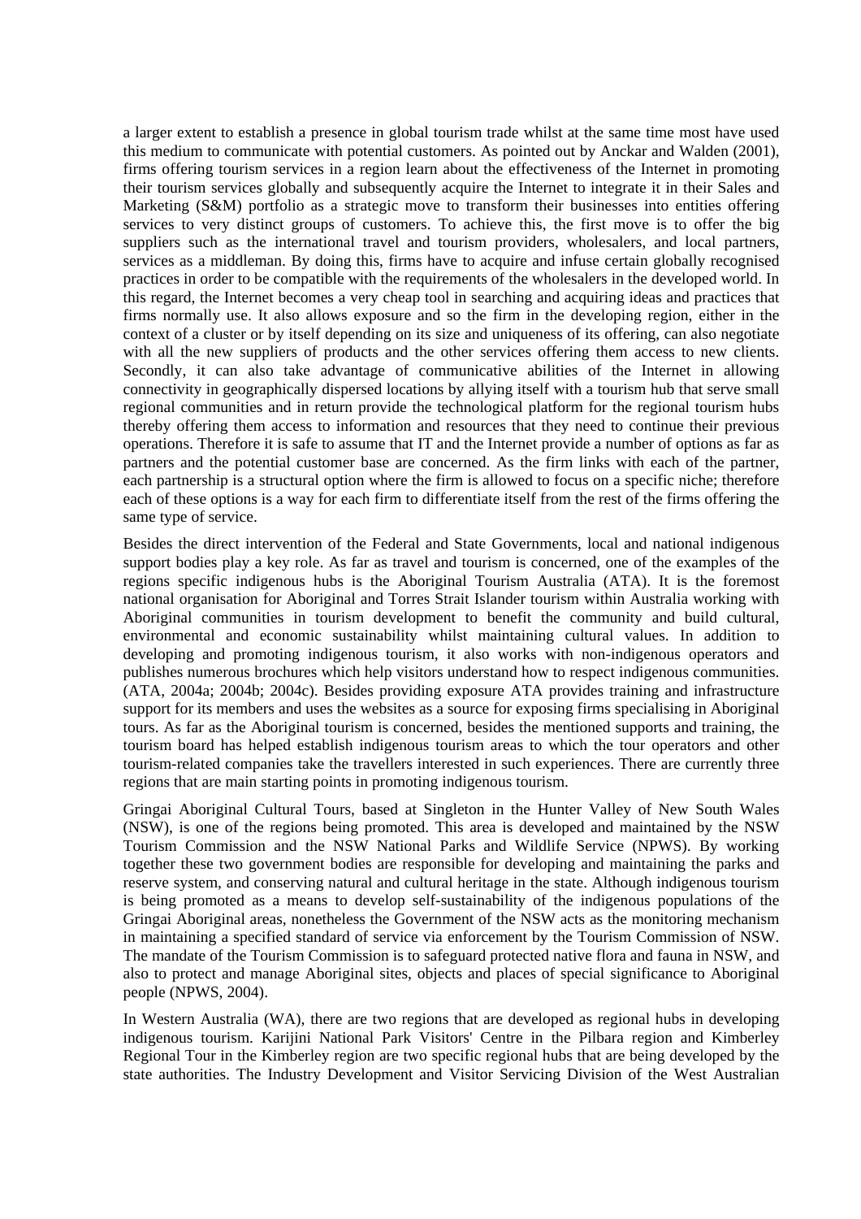a larger extent to establish a presence in global tourism trade whilst at the same time most have used this medium to communicate with potential customers. As pointed out by Anckar and Walden (2001), firms offering tourism services in a region learn about the effectiveness of the Internet in promoting their tourism services globally and subsequently acquire the Internet to integrate it in their Sales and Marketing (S&M) portfolio as a strategic move to transform their businesses into entities offering services to very distinct groups of customers. To achieve this, the first move is to offer the big suppliers such as the international travel and tourism providers, wholesalers, and local partners, services as a middleman. By doing this, firms have to acquire and infuse certain globally recognised practices in order to be compatible with the requirements of the wholesalers in the developed world. In this regard, the Internet becomes a very cheap tool in searching and acquiring ideas and practices that firms normally use. It also allows exposure and so the firm in the developing region, either in the context of a cluster or by itself depending on its size and uniqueness of its offering, can also negotiate with all the new suppliers of products and the other services offering them access to new clients. Secondly, it can also take advantage of communicative abilities of the Internet in allowing connectivity in geographically dispersed locations by allying itself with a tourism hub that serve small regional communities and in return provide the technological platform for the regional tourism hubs thereby offering them access to information and resources that they need to continue their previous operations. Therefore it is safe to assume that IT and the Internet provide a number of options as far as partners and the potential customer base are concerned. As the firm links with each of the partner, each partnership is a structural option where the firm is allowed to focus on a specific niche; therefore each of these options is a way for each firm to differentiate itself from the rest of the firms offering the same type of service.

Besides the direct intervention of the Federal and State Governments, local and national indigenous support bodies play a key role. As far as travel and tourism is concerned, one of the examples of the regions specific indigenous hubs is the Aboriginal Tourism Australia (ATA). It is the foremost national organisation for Aboriginal and Torres Strait Islander tourism within Australia working with Aboriginal communities in tourism development to benefit the community and build cultural, environmental and economic sustainability whilst maintaining cultural values. In addition to developing and promoting indigenous tourism, it also works with non-indigenous operators and publishes numerous brochures which help visitors understand how to respect indigenous communities. (ATA, 2004a; 2004b; 2004c). Besides providing exposure ATA provides training and infrastructure support for its members and uses the websites as a source for exposing firms specialising in Aboriginal tours. As far as the Aboriginal tourism is concerned, besides the mentioned supports and training, the tourism board has helped establish indigenous tourism areas to which the tour operators and other tourism-related companies take the travellers interested in such experiences. There are currently three regions that are main starting points in promoting indigenous tourism.

Gringai Aboriginal Cultural Tours, based at Singleton in the Hunter Valley of New South Wales (NSW), is one of the regions being promoted. This area is developed and maintained by the NSW Tourism Commission and the NSW National Parks and Wildlife Service (NPWS). By working together these two government bodies are responsible for developing and maintaining the parks and reserve system, and conserving natural and cultural heritage in the state. Although indigenous tourism is being promoted as a means to develop self-sustainability of the indigenous populations of the Gringai Aboriginal areas, nonetheless the Government of the NSW acts as the monitoring mechanism in maintaining a specified standard of service via enforcement by the Tourism Commission of NSW. The mandate of the Tourism Commission is to safeguard protected native flora and fauna in NSW, and also to protect and manage Aboriginal sites, objects and places of special significance to Aboriginal people (NPWS, 2004).

In Western Australia (WA), there are two regions that are developed as regional hubs in developing indigenous tourism. Karijini National Park Visitors' Centre in the Pilbara region and Kimberley Regional Tour in the Kimberley region are two specific regional hubs that are being developed by the state authorities. The Industry Development and Visitor Servicing Division of the West Australian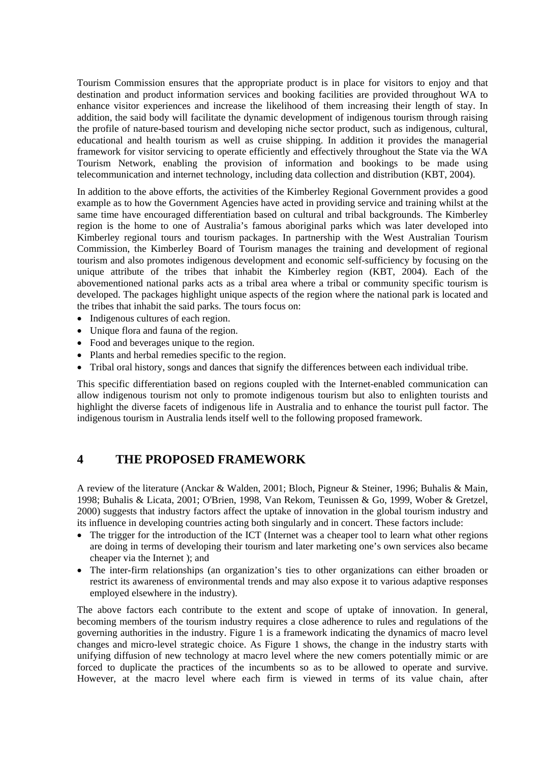Tourism Commission ensures that the appropriate product is in place for visitors to enjoy and that destination and product information services and booking facilities are provided throughout WA to enhance visitor experiences and increase the likelihood of them increasing their length of stay. In addition, the said body will facilitate the dynamic development of indigenous tourism through raising the profile of nature-based tourism and developing niche sector product, such as indigenous, cultural, educational and health tourism as well as cruise shipping. In addition it provides the managerial framework for visitor servicing to operate efficiently and effectively throughout the State via the WA Tourism Network, enabling the provision of information and bookings to be made using telecommunication and internet technology, including data collection and distribution (KBT, 2004).

In addition to the above efforts, the activities of the Kimberley Regional Government provides a good example as to how the Government Agencies have acted in providing service and training whilst at the same time have encouraged differentiation based on cultural and tribal backgrounds. The Kimberley region is the home to one of Australia's famous aboriginal parks which was later developed into Kimberley regional tours and tourism packages. In partnership with the West Australian Tourism Commission, the Kimberley Board of Tourism manages the training and development of regional tourism and also promotes indigenous development and economic self-sufficiency by focusing on the unique attribute of the tribes that inhabit the Kimberley region (KBT, 2004). Each of the abovementioned national parks acts as a tribal area where a tribal or community specific tourism is developed. The packages highlight unique aspects of the region where the national park is located and the tribes that inhabit the said parks. The tours focus on:

- Indigenous cultures of each region.
- Unique flora and fauna of the region.
- Food and beverages unique to the region.
- Plants and herbal remedies specific to the region.
- Tribal oral history, songs and dances that signify the differences between each individual tribe.

This specific differentiation based on regions coupled with the Internet-enabled communication can allow indigenous tourism not only to promote indigenous tourism but also to enlighten tourists and highlight the diverse facets of indigenous life in Australia and to enhance the tourist pull factor. The indigenous tourism in Australia lends itself well to the following proposed framework.

## 4 THE PROPOSED FRAMEWORK

A review of the literature (Anckar & Walden, 2001; Bloch, Pigneur & Steiner, 1996; Buhalis & Main, 1998; Buhalis & Licata, 2001; O'Brien, 1998, Van Rekom, Teunissen & Go, 1999, Wober & Gretzel, 2000) suggests that industry factors affect the uptake of innovation in the global tourism industry and its influence in developing countries acting both singularly and in concert. These factors include:

- The trigger for the introduction of the ICT (Internet was a cheaper tool to learn what other regions are doing in terms of developing their tourism and later marketing one's own services also became cheaper via the Internet ); and
- The inter-firm relationships (an organization's ties to other organizations can either broaden or restrict its awareness of environmental trends and may also expose it to various adaptive responses employed elsewhere in the industry).

The above factors each contribute to the extent and scope of uptake of innovation. In general, becoming members of the tourism industry requires a close adherence to rules and regulations of the governing authorities in the industry. Figure 1 is a framework indicating the dynamics of macro level changes and micro-level strategic choice. As Figure 1 shows, the change in the industry starts with unifying diffusion of new technology at macro level where the new comers potentially mimic or are forced to duplicate the practices of the incumbents so as to be allowed to operate and survive. However, at the macro level where each firm is viewed in terms of its value chain, after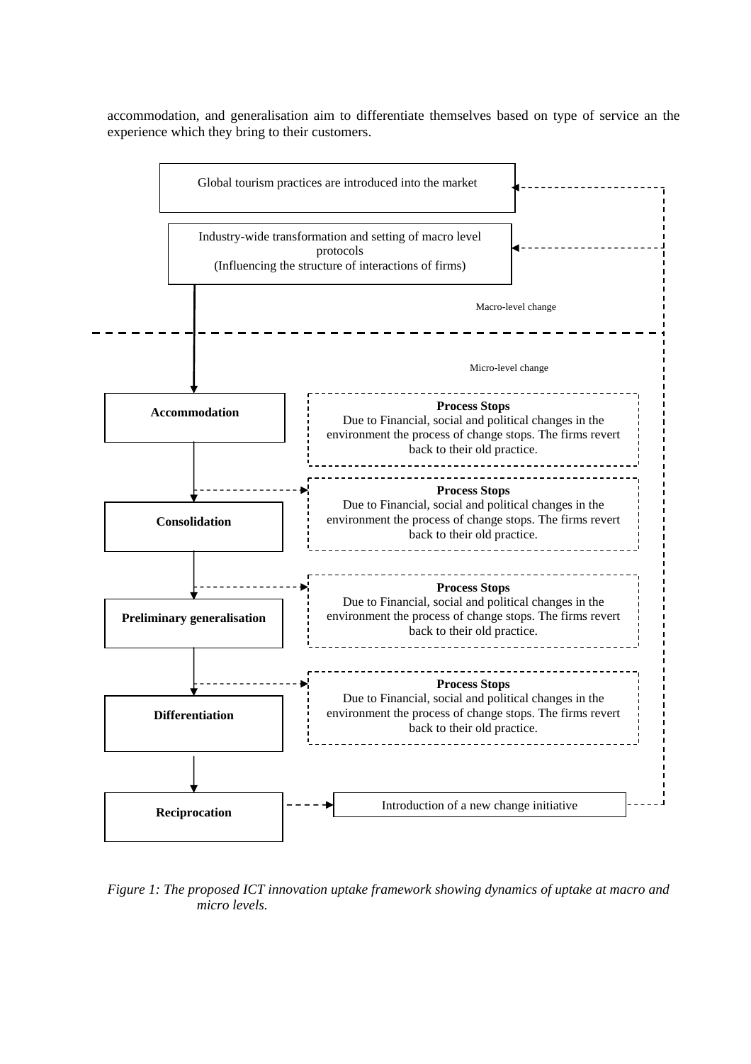accommodation, and generalisation aim to differentiate themselves based on type of service an the experience which they bring to their customers.

Global tourism practices are introduced into the market

Industry-wide transformation and setting of macro level protocols
(Influencing the structure of interactions of firms)

Macro-level change

Micro-level change

**Accommodation**

**Process Stops**
Due to Financial, social and political changes in the environment the process of change stops. The firms revert back to their old practice.

**Consolidation**

**Process Stops**
Due to Financial, social and political changes in the environment the process of change stops. The firms revert back to their old practice.

**Preliminary generalisation**

**Process Stops**
Due to Financial, social and political changes in the environment the process of change stops. The firms revert back to their old practice.

**Differentiation**

**Process Stops**
Due to Financial, social and political changes in the environment the process of change stops. The firms revert back to their old practice.

**Reciprocation**

Introduction of a new change initiative

*Figure 1: The proposed ICT innovation uptake framework showing dynamics of uptake at macro and micro levels.*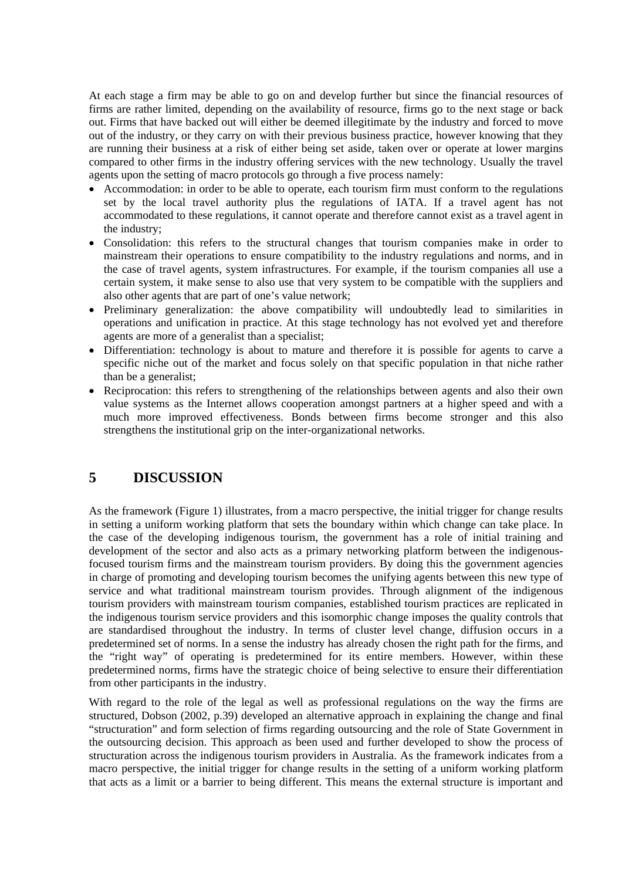At each stage a firm may be able to go on and develop further but since the financial resources of firms are rather limited, depending on the availability of resource, firms go to the next stage or back out. Firms that have backed out will either be deemed illegitimate by the industry and forced to move out of the industry, or they carry on with their previous business practice, however knowing that they are running their business at a risk of either being set aside, taken over or operate at lower margins compared to other firms in the industry offering services with the new technology. Usually the travel agents upon the setting of macro protocols go through a five process namely:

- Accommodation: in order to be able to operate, each tourism firm must conform to the regulations set by the local travel authority plus the regulations of IATA. If a travel agent has not accommodated to these regulations, it cannot operate and therefore cannot exist as a travel agent in the industry;
- Consolidation: this refers to the structural changes that tourism companies make in order to mainstream their operations to ensure compatibility to the industry regulations and norms, and in the case of travel agents, system infrastructures. For example, if the tourism companies all use a certain system, it make sense to also use that very system to be compatible with the suppliers and also other agents that are part of one's value network;
- Preliminary generalization: the above compatibility will undoubtedly lead to similarities in operations and unification in practice. At this stage technology has not evolved yet and therefore agents are more of a generalist than a specialist;
- Differentiation: technology is about to mature and therefore it is possible for agents to carve a specific niche out of the market and focus solely on that specific population in that niche rather than be a generalist;
- Reciprocation: this refers to strengthening of the relationships between agents and also their own value systems as the Internet allows cooperation amongst partners at a higher speed and with a much more improved effectiveness. Bonds between firms become stronger and this also strengthens the institutional grip on the inter-organizational networks.

# 5 DISCUSSION

As the framework (Figure 1) illustrates, from a macro perspective, the initial trigger for change results in setting a uniform working platform that sets the boundary within which change can take place. In the case of the developing indigenous tourism, the government has a role of initial training and development of the sector and also acts as a primary networking platform between the indigenous-focused tourism firms and the mainstream tourism providers. By doing this the government agencies in charge of promoting and developing tourism becomes the unifying agents between this new type of service and what traditional mainstream tourism provides. Through alignment of the indigenous tourism providers with mainstream tourism companies, established tourism practices are replicated in the indigenous tourism service providers and this isomorphic change imposes the quality controls that are standardised throughout the industry. In terms of cluster level change, diffusion occurs in a predetermined set of norms. In a sense the industry has already chosen the right path for the firms, and the "right way" of operating is predetermined for its entire members. However, within these predetermined norms, firms have the strategic choice of being selective to ensure their differentiation from other participants in the industry.

With regard to the role of the legal as well as professional regulations on the way the firms are structured, Dobson (2002, p.39) developed an alternative approach in explaining the change and final "structuration" and form selection of firms regarding outsourcing and the role of State Government in the outsourcing decision. This approach as been used and further developed to show the process of structuration across the indigenous tourism providers in Australia. As the framework indicates from a macro perspective, the initial trigger for change results in the setting of a uniform working platform that acts as a limit or a barrier to being different. This means the external structure is important and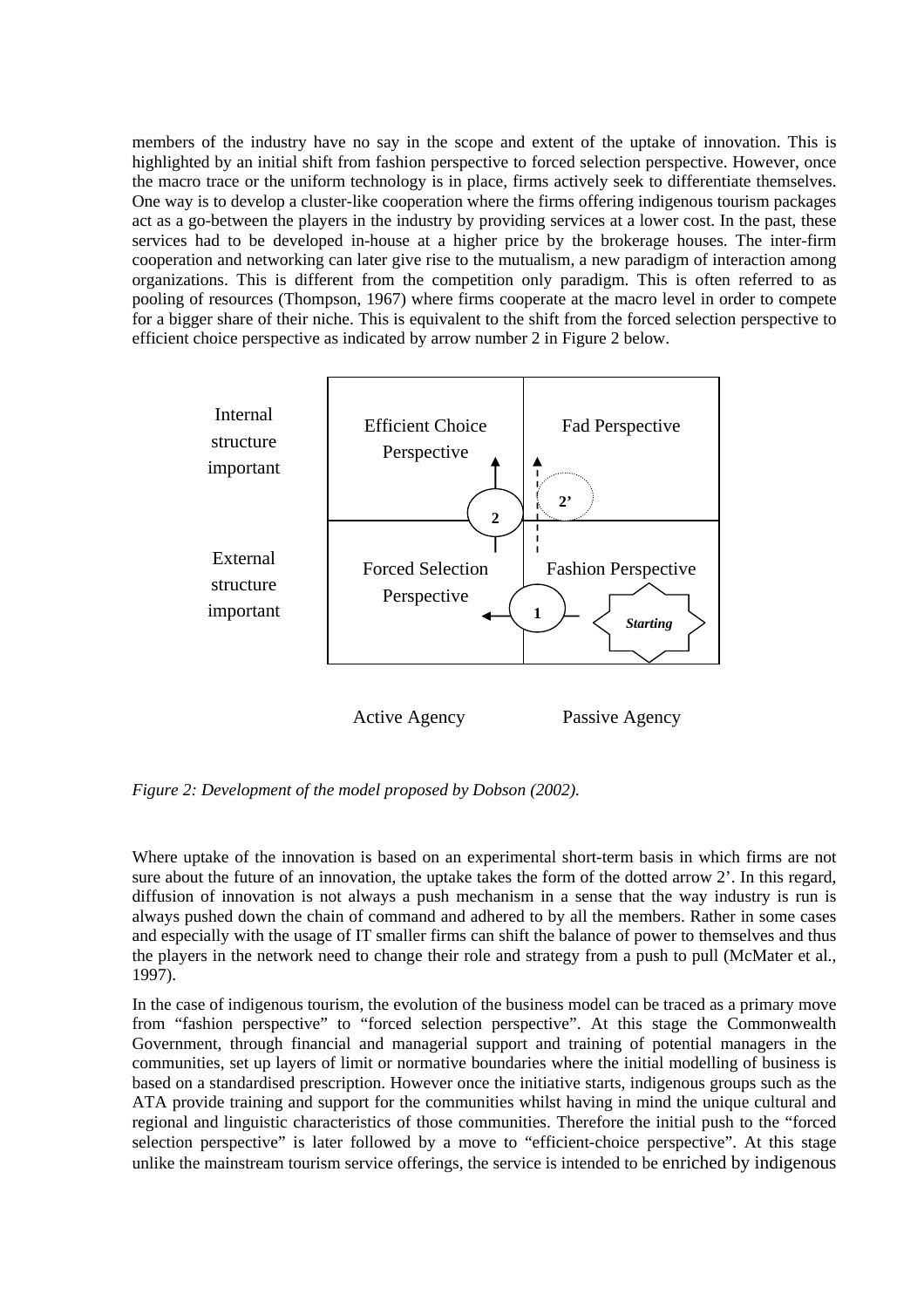members of the industry have no say in the scope and extent of the uptake of innovation. This is highlighted by an initial shift from fashion perspective to forced selection perspective. However, once the macro trace or the uniform technology is in place, firms actively seek to differentiate themselves. One way is to develop a cluster-like cooperation where the firms offering indigenous tourism packages act as a go-between the players in the industry by providing services at a lower cost. In the past, these services had to be developed in-house at a higher price by the brokerage houses. The inter-firm cooperation and networking can later give rise to the mutualism, a new paradigm of interaction among organizations. This is different from the competition only paradigm. This is often referred to as pooling of resources (Thompson, 1967) where firms cooperate at the macro level in order to compete for a bigger share of their niche. This is equivalent to the shift from the forced selection perspective to efficient choice perspective as indicated by arrow number 2 in Figure 2 below.

| | Active Agency | Passive Agency |
|---|---|---|
| Internal structure important | Efficient Choice Perspective | Fad Perspective |
| External structure important | Forced Selection Perspective | Fashion Perspective (*Starting*) |

*Figure 2: Development of the model proposed by Dobson (2002).*

Where uptake of the innovation is based on an experimental short-term basis in which firms are not sure about the future of an innovation, the uptake takes the form of the dotted arrow 2'. In this regard, diffusion of innovation is not always a push mechanism in a sense that the way industry is run is always pushed down the chain of command and adhered to by all the members. Rather in some cases and especially with the usage of IT smaller firms can shift the balance of power to themselves and thus the players in the network need to change their role and strategy from a push to pull (McMater et al., 1997).

In the case of indigenous tourism, the evolution of the business model can be traced as a primary move from "fashion perspective" to "forced selection perspective". At this stage the Commonwealth Government, through financial and managerial support and training of potential managers in the communities, set up layers of limit or normative boundaries where the initial modelling of business is based on a standardised prescription. However once the initiative starts, indigenous groups such as the ATA provide training and support for the communities whilst having in mind the unique cultural and regional and linguistic characteristics of those communities. Therefore the initial push to the "forced selection perspective" is later followed by a move to "efficient-choice perspective". At this stage unlike the mainstream tourism service offerings, the service is intended to be enriched by indigenous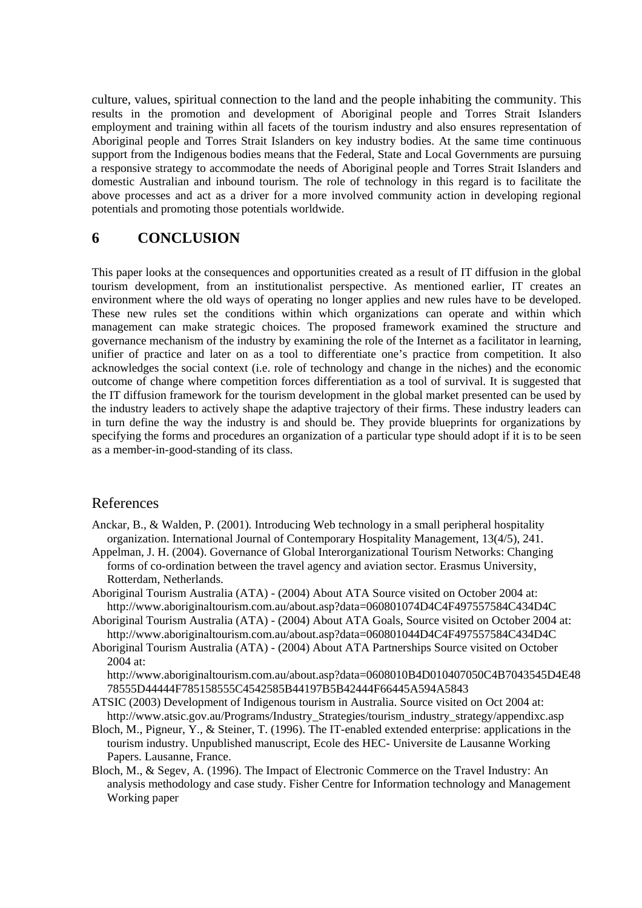culture, values, spiritual connection to the land and the people inhabiting the community. This results in the promotion and development of Aboriginal people and Torres Strait Islanders employment and training within all facets of the tourism industry and also ensures representation of Aboriginal people and Torres Strait Islanders on key industry bodies. At the same time continuous support from the Indigenous bodies means that the Federal, State and Local Governments are pursuing a responsive strategy to accommodate the needs of Aboriginal people and Torres Strait Islanders and domestic Australian and inbound tourism. The role of technology in this regard is to facilitate the above processes and act as a driver for a more involved community action in developing regional potentials and promoting those potentials worldwide.

## 6 CONCLUSION

This paper looks at the consequences and opportunities created as a result of IT diffusion in the global tourism development, from an institutionalist perspective. As mentioned earlier, IT creates an environment where the old ways of operating no longer applies and new rules have to be developed. These new rules set the conditions within which organizations can operate and within which management can make strategic choices. The proposed framework examined the structure and governance mechanism of the industry by examining the role of the Internet as a facilitator in learning, unifier of practice and later on as a tool to differentiate one's practice from competition. It also acknowledges the social context (i.e. role of technology and change in the niches) and the economic outcome of change where competition forces differentiation as a tool of survival. It is suggested that the IT diffusion framework for the tourism development in the global market presented can be used by the industry leaders to actively shape the adaptive trajectory of their firms. These industry leaders can in turn define the way the industry is and should be. They provide blueprints for organizations by specifying the forms and procedures an organization of a particular type should adopt if it is to be seen as a member-in-good-standing of its class.

## References

Anckar, B., & Walden, P. (2001). Introducing Web technology in a small peripheral hospitality organization. International Journal of Contemporary Hospitality Management, 13(4/5), 241.

Appelman, J. H. (2004). Governance of Global Interorganizational Tourism Networks: Changing forms of co-ordination between the travel agency and aviation sector. Erasmus University, Rotterdam, Netherlands.

Aboriginal Tourism Australia (ATA) - (2004) About ATA Source visited on October 2004 at: http://www.aboriginaltourism.com.au/about.asp?data=060801074D4C4F497557584C434D4C

Aboriginal Tourism Australia (ATA) - (2004) About ATA Goals, Source visited on October 2004 at: http://www.aboriginaltourism.com.au/about.asp?data=060801044D4C4F497557584C434D4C

Aboriginal Tourism Australia (ATA) - (2004) About ATA Partnerships Source visited on October 2004 at: http://www.aboriginaltourism.com.au/about.asp?data=0608010B4D010407050C4B7043545D4E4878555D44444F785158555C4542585B44197B5B42444F66445A594A5843

ATSIC (2003) Development of Indigenous tourism in Australia. Source visited on Oct 2004 at: http://www.atsic.gov.au/Programs/Industry_Strategies/tourism_industry_strategy/appendixc.asp

Bloch, M., Pigneur, Y., & Steiner, T. (1996). The IT-enabled extended enterprise: applications in the tourism industry. Unpublished manuscript, Ecole des HEC- Universite de Lausanne Working Papers. Lausanne, France.

Bloch, M., & Segev, A. (1996). The Impact of Electronic Commerce on the Travel Industry: An analysis methodology and case study. Fisher Centre for Information technology and Management Working paper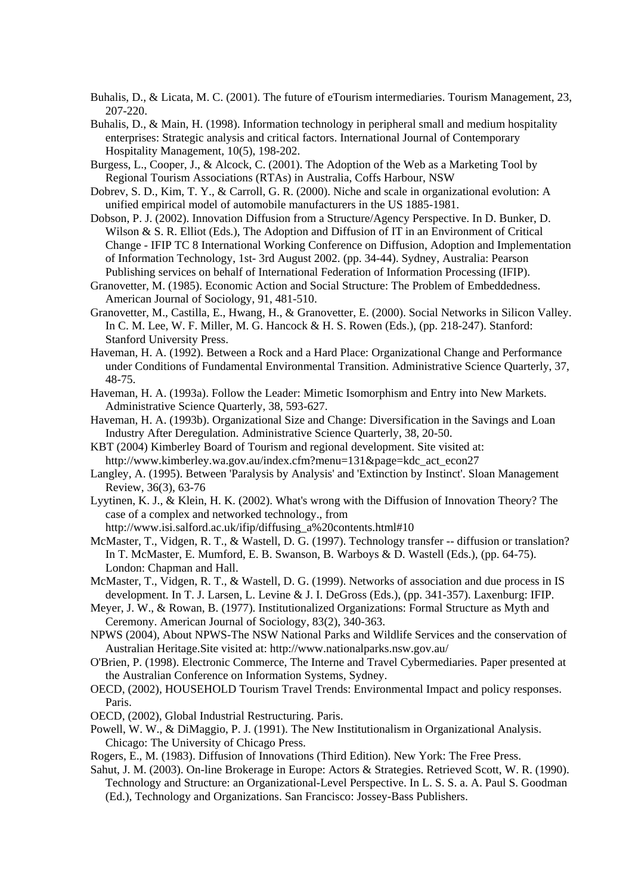Buhalis, D., & Licata, M. C. (2001). The future of eTourism intermediaries. Tourism Management, 23, 207-220.

Buhalis, D., & Main, H. (1998). Information technology in peripheral small and medium hospitality enterprises: Strategic analysis and critical factors. International Journal of Contemporary Hospitality Management, 10(5), 198-202.

Burgess, L., Cooper, J., & Alcock, C. (2001). The Adoption of the Web as a Marketing Tool by Regional Tourism Associations (RTAs) in Australia, Coffs Harbour, NSW

Dobrev, S. D., Kim, T. Y., & Carroll, G. R. (2000). Niche and scale in organizational evolution: A unified empirical model of automobile manufacturers in the US 1885-1981.

Dobson, P. J. (2002). Innovation Diffusion from a Structure/Agency Perspective. In D. Bunker, D. Wilson & S. R. Elliot (Eds.), The Adoption and Diffusion of IT in an Environment of Critical Change - IFIP TC 8 International Working Conference on Diffusion, Adoption and Implementation of Information Technology, 1st- 3rd August 2002. (pp. 34-44). Sydney, Australia: Pearson Publishing services on behalf of International Federation of Information Processing (IFIP).

Granovetter, M. (1985). Economic Action and Social Structure: The Problem of Embeddedness. American Journal of Sociology, 91, 481-510.

Granovetter, M., Castilla, E., Hwang, H., & Granovetter, E. (2000). Social Networks in Silicon Valley. In C. M. Lee, W. F. Miller, M. G. Hancock & H. S. Rowen (Eds.), (pp. 218-247). Stanford: Stanford University Press.

Haveman, H. A. (1992). Between a Rock and a Hard Place: Organizational Change and Performance under Conditions of Fundamental Environmental Transition. Administrative Science Quarterly, 37, 48-75.

Haveman, H. A. (1993a). Follow the Leader: Mimetic Isomorphism and Entry into New Markets. Administrative Science Quarterly, 38, 593-627.

Haveman, H. A. (1993b). Organizational Size and Change: Diversification in the Savings and Loan Industry After Deregulation. Administrative Science Quarterly, 38, 20-50.

KBT (2004) Kimberley Board of Tourism and regional development. Site visited at: http://www.kimberley.wa.gov.au/index.cfm?menu=131&page=kdc_act_econ27

Langley, A. (1995). Between 'Paralysis by Analysis' and 'Extinction by Instinct'. Sloan Management Review, 36(3), 63-76

Lyytinen, K. J., & Klein, H. K. (2002). What's wrong with the Diffusion of Innovation Theory? The case of a complex and networked technology., from http://www.isi.salford.ac.uk/ifip/diffusing_a%20contents.html#10

McMaster, T., Vidgen, R. T., & Wastell, D. G. (1997). Technology transfer -- diffusion or translation? In T. McMaster, E. Mumford, E. B. Swanson, B. Warboys & D. Wastell (Eds.), (pp. 64-75). London: Chapman and Hall.

McMaster, T., Vidgen, R. T., & Wastell, D. G. (1999). Networks of association and due process in IS development. In T. J. Larsen, L. Levine & J. I. DeGross (Eds.), (pp. 341-357). Laxenburg: IFIP.

Meyer, J. W., & Rowan, B. (1977). Institutionalized Organizations: Formal Structure as Myth and Ceremony. American Journal of Sociology, 83(2), 340-363.

NPWS (2004), About NPWS-The NSW National Parks and Wildlife Services and the conservation of Australian Heritage.Site visited at: http://www.nationalparks.nsw.gov.au/

O'Brien, P. (1998). Electronic Commerce, The Interne and Travel Cybermediaries. Paper presented at the Australian Conference on Information Systems, Sydney.

OECD, (2002), HOUSEHOLD Tourism Travel Trends: Environmental Impact and policy responses. Paris.

OECD, (2002), Global Industrial Restructuring. Paris.

Powell, W. W., & DiMaggio, P. J. (1991). The New Institutionalism in Organizational Analysis. Chicago: The University of Chicago Press.

Rogers, E., M. (1983). Diffusion of Innovations (Third Edition). New York: The Free Press.

Sahut, J. M. (2003). On-line Brokerage in Europe: Actors & Strategies. Retrieved Scott, W. R. (1990). Technology and Structure: an Organizational-Level Perspective. In L. S. S. a. A. Paul S. Goodman (Ed.), Technology and Organizations. San Francisco: Jossey-Bass Publishers.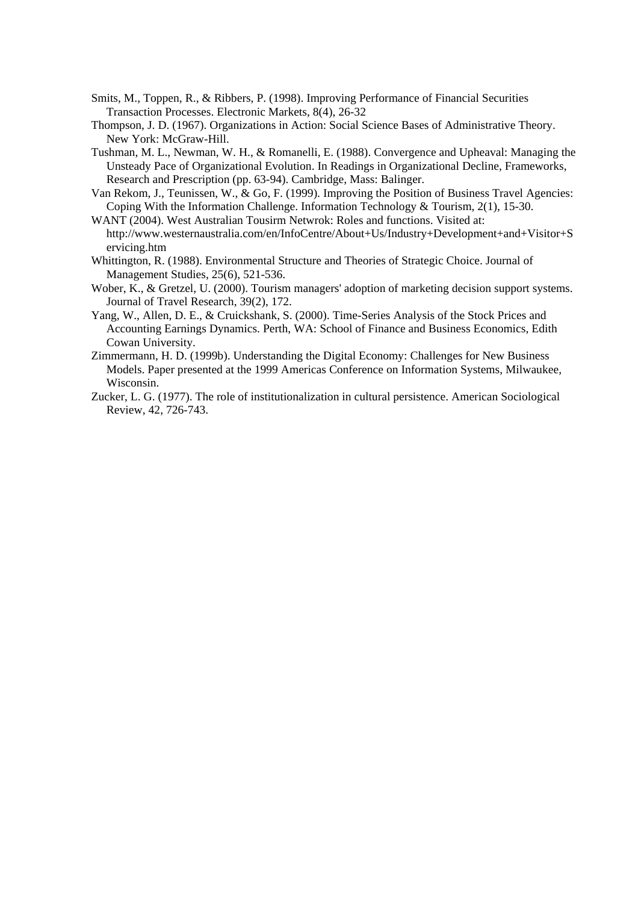Smits, M., Toppen, R., & Ribbers, P. (1998). Improving Performance of Financial Securities Transaction Processes. Electronic Markets, 8(4), 26-32

Thompson, J. D. (1967). Organizations in Action: Social Science Bases of Administrative Theory. New York: McGraw-Hill.

Tushman, M. L., Newman, W. H., & Romanelli, E. (1988). Convergence and Upheaval: Managing the Unsteady Pace of Organizational Evolution. In Readings in Organizational Decline, Frameworks, Research and Prescription (pp. 63-94). Cambridge, Mass: Balinger.

Van Rekom, J., Teunissen, W., & Go, F. (1999). Improving the Position of Business Travel Agencies: Coping With the Information Challenge. Information Technology & Tourism, 2(1), 15-30.

WANT (2004). West Australian Tousirm Netwrok: Roles and functions. Visited at: http://www.westernaustralia.com/en/InfoCentre/About+Us/Industry+Development+and+Visitor+Servicing.htm

Whittington, R. (1988). Environmental Structure and Theories of Strategic Choice. Journal of Management Studies, 25(6), 521-536.

Wober, K., & Gretzel, U. (2000). Tourism managers' adoption of marketing decision support systems. Journal of Travel Research, 39(2), 172.

Yang, W., Allen, D. E., & Cruickshank, S. (2000). Time-Series Analysis of the Stock Prices and Accounting Earnings Dynamics. Perth, WA: School of Finance and Business Economics, Edith Cowan University.

Zimmermann, H. D. (1999b). Understanding the Digital Economy: Challenges for New Business Models. Paper presented at the 1999 Americas Conference on Information Systems, Milwaukee, Wisconsin.

Zucker, L. G. (1977). The role of institutionalization in cultural persistence. American Sociological Review, 42, 726-743.